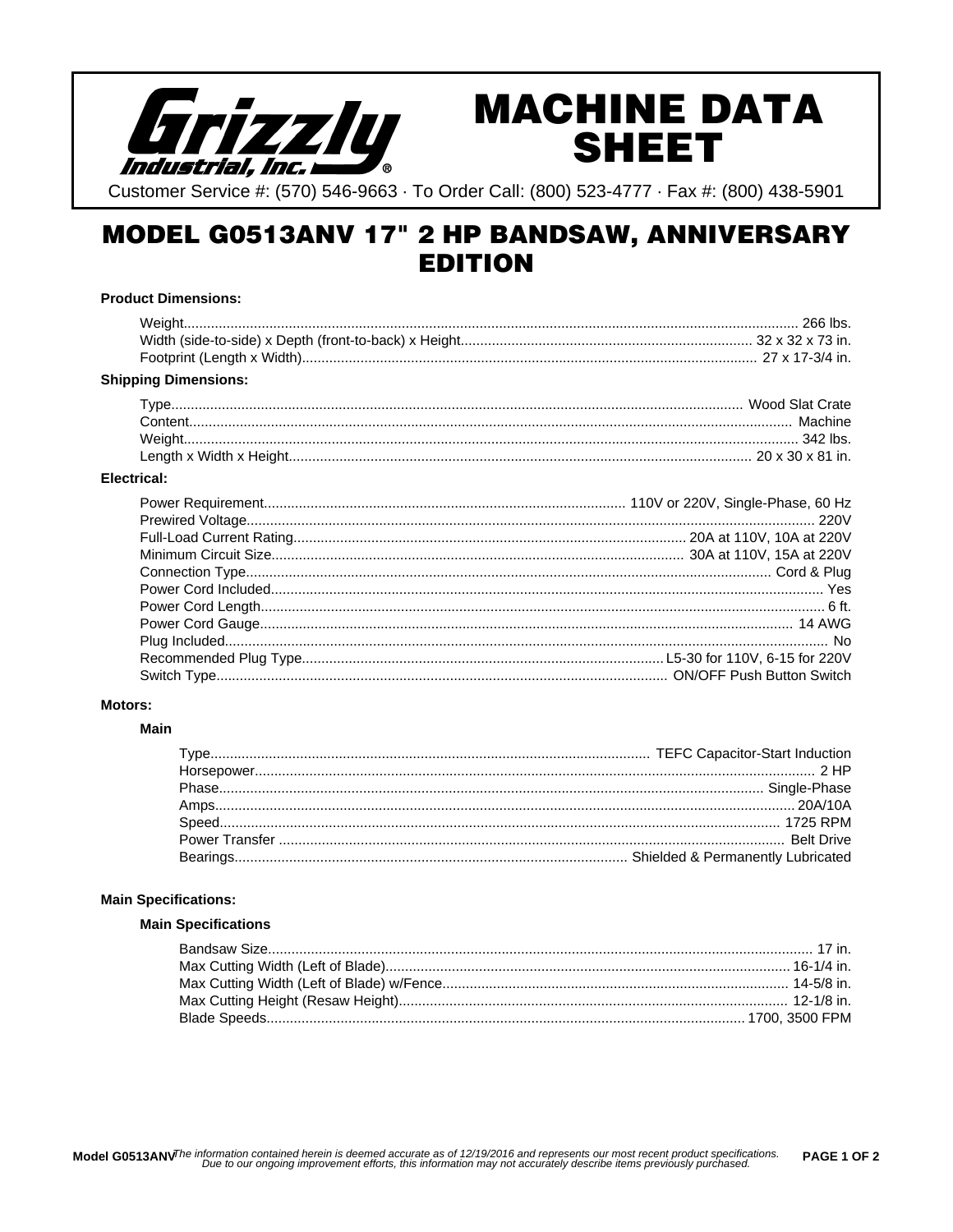# MACHINE DATA SHEET

Grizzly Industrial, Inc.

Customer Service #: (570) 546-9663 · To Order Call: (800) 523-4777 · Fax #: (800) 438-5901

## MODEL G0513ANV 17" 2 HP BANDSAW, ANNIVERSARY EDITION

**Product Dimensions:**

- Weight: 266 lbs.
- Width (side-to-side) x Depth (front-to-back) x Height: 32 x 32 x 73 in.
- Footprint (Length x Width): 27 x 17-3/4 in.

**Shipping Dimensions:**

- Type: Wood Slat Crate
- Content: Machine
- Weight: 342 lbs.
- Length x Width x Height: 20 x 30 x 81 in.

**Electrical:**

- Power Requirement: 110V or 220V, Single-Phase, 60 Hz
- Prewired Voltage: 220V
- Full-Load Current Rating: 20A at 110V, 10A at 220V
- Minimum Circuit Size: 30A at 110V, 15A at 220V
- Connection Type: Cord & Plug
- Power Cord Included: Yes
- Power Cord Length: 6 ft.
- Power Cord Gauge: 14 AWG
- Plug Included: No
- Recommended Plug Type: L5-30 for 110V, 6-15 for 220V
- Switch Type: ON/OFF Push Button Switch

**Motors:**

**Main**

- Type: TEFC Capacitor-Start Induction
- Horsepower: 2 HP
- Phase: Single-Phase
- Amps: 20A/10A
- Speed: 1725 RPM
- Power Transfer: Belt Drive
- Bearings: Shielded & Permanently Lubricated

**Main Specifications:**

**Main Specifications**

- Bandsaw Size: 17 in.
- Max Cutting Width (Left of Blade): 16-1/4 in.
- Max Cutting Width (Left of Blade) w/Fence: 14-5/8 in.
- Max Cutting Height (Resaw Height): 12-1/8 in.
- Blade Speeds: 1700, 3500 FPM

*The information contained herein is deemed accurate as of 12/19/2016 and represents our most recent product specifications. Due to our ongoing improvement efforts, this information may not accurately describe items previously purchased.*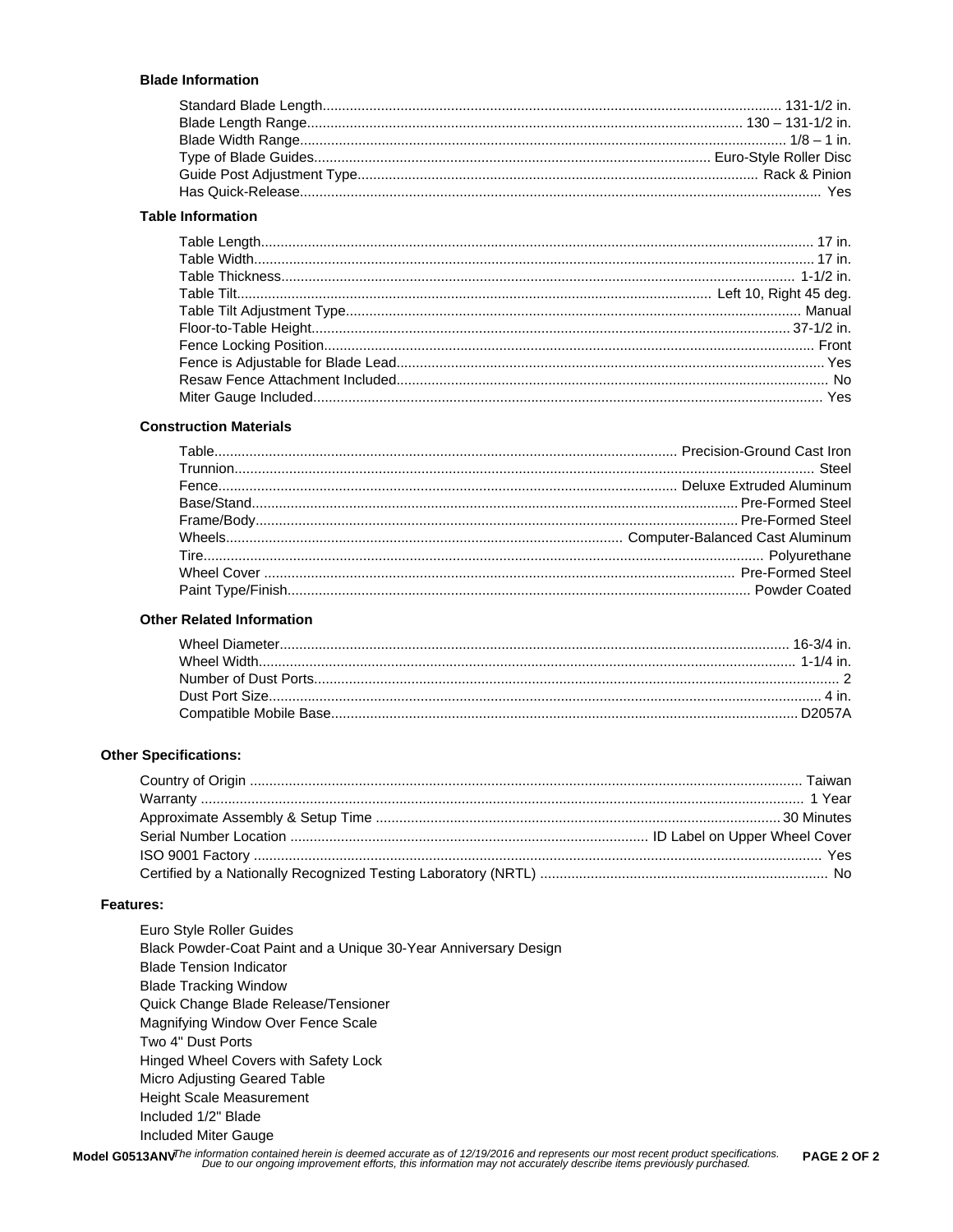**Blade Information**

| | |
|---|---|
| Standard Blade Length | 131-1/2 in. |
| Blade Length Range | 130 – 131-1/2 in. |
| Blade Width Range | 1/8 – 1 in. |
| Type of Blade Guides | Euro-Style Roller Disc |
| Guide Post Adjustment Type | Rack & Pinion |
| Has Quick-Release | Yes |

**Table Information**

| | |
|---|---|
| Table Length | 17 in. |
| Table Width | 17 in. |
| Table Thickness | 1-1/2 in. |
| Table Tilt | Left 10, Right 45 deg. |
| Table Tilt Adjustment Type | Manual |
| Floor-to-Table Height | 37-1/2 in. |
| Fence Locking Position | Front |
| Fence is Adjustable for Blade Lead | Yes |
| Resaw Fence Attachment Included | No |
| Miter Gauge Included | Yes |

**Construction Materials**

| | |
|---|---|
| Table | Precision-Ground Cast Iron |
| Trunnion | Steel |
| Fence | Deluxe Extruded Aluminum |
| Base/Stand | Pre-Formed Steel |
| Frame/Body | Pre-Formed Steel |
| Wheels | Computer-Balanced Cast Aluminum |
| Tire | Polyurethane |
| Wheel Cover | Pre-Formed Steel |
| Paint Type/Finish | Powder Coated |

**Other Related Information**

| | |
|---|---|
| Wheel Diameter | 16-3/4 in. |
| Wheel Width | 1-1/4 in. |
| Number of Dust Ports | 2 |
| Dust Port Size | 4 in. |
| Compatible Mobile Base | D2057A |

**Other Specifications:**

| | |
|---|---|
| Country of Origin | Taiwan |
| Warranty | 1 Year |
| Approximate Assembly & Setup Time | 30 Minutes |
| Serial Number Location | ID Label on Upper Wheel Cover |
| ISO 9001 Factory | Yes |
| Certified by a Nationally Recognized Testing Laboratory (NRTL) | No |

**Features:**

- Euro Style Roller Guides
- Black Powder-Coat Paint and a Unique 30-Year Anniversary Design
- Blade Tension Indicator
- Blade Tracking Window
- Quick Change Blade Release/Tensioner
- Magnifying Window Over Fence Scale
- Two 4" Dust Ports
- Hinged Wheel Covers with Safety Lock
- Micro Adjusting Geared Table
- Height Scale Measurement
- Included 1/2" Blade
- Included Miter Gauge

**Model G0513ANV** *The information contained herein is deemed accurate as of 12/19/2016 and represents our most recent product specifications. Due to our ongoing improvement efforts, this information may not accurately describe items previously purchased.*